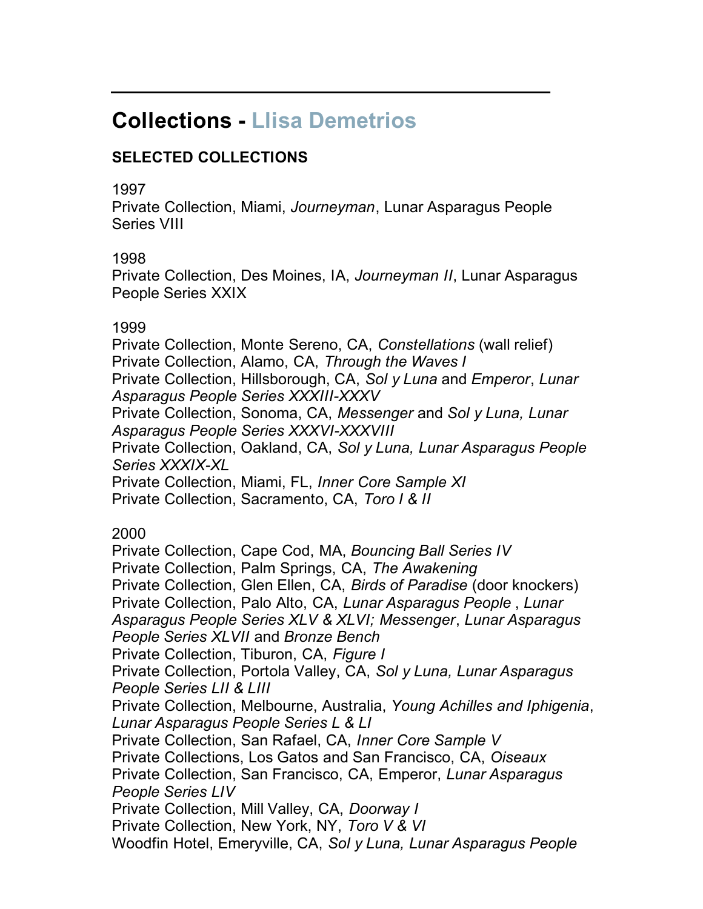---

# Collections - Llisa Demetrios

## SELECTED COLLECTIONS

1997

Private Collection, Miami, *Journeyman*, Lunar Asparagus People Series VIII

1998

Private Collection, Des Moines, IA, *Journeyman II*, Lunar Asparagus People Series XXIX

1999

Private Collection, Monte Sereno, CA, *Constellations* (wall relief)
Private Collection, Alamo, CA, *Through the Waves I*
Private Collection, Hillsborough, CA, *Sol y Luna* and *Emperor*, *Lunar Asparagus People Series XXXIII-XXXV*
Private Collection, Sonoma, CA, *Messenger* and *Sol y Luna, Lunar Asparagus People Series XXXVI-XXXVIII*
Private Collection, Oakland, CA, *Sol y Luna, Lunar Asparagus People Series XXXIX-XL*
Private Collection, Miami, FL, *Inner Core Sample XI*
Private Collection, Sacramento, CA, *Toro I & II*

2000

Private Collection, Cape Cod, MA, *Bouncing Ball Series IV*
Private Collection, Palm Springs, CA, *The Awakening*
Private Collection, Glen Ellen, CA, *Birds of Paradise* (door knockers)
Private Collection, Palo Alto, CA, *Lunar Asparagus People* , *Lunar Asparagus People Series XLV & XLVI; Messenger*, *Lunar Asparagus People Series XLVII* and *Bronze Bench*
Private Collection, Tiburon, CA, *Figure I*
Private Collection, Portola Valley, CA, *Sol y Luna, Lunar Asparagus People Series LII & LIII*
Private Collection, Melbourne, Australia, *Young Achilles and Iphigenia*, *Lunar Asparagus People Series L & LI*
Private Collection, San Rafael, CA, *Inner Core Sample V*
Private Collections, Los Gatos and San Francisco, CA, *Oiseaux*
Private Collection, San Francisco, CA, Emperor, *Lunar Asparagus People Series LIV*
Private Collection, Mill Valley, CA, *Doorway I*
Private Collection, New York, NY, *Toro V & VI*
Woodfin Hotel, Emeryville, CA, *Sol y Luna, Lunar Asparagus People*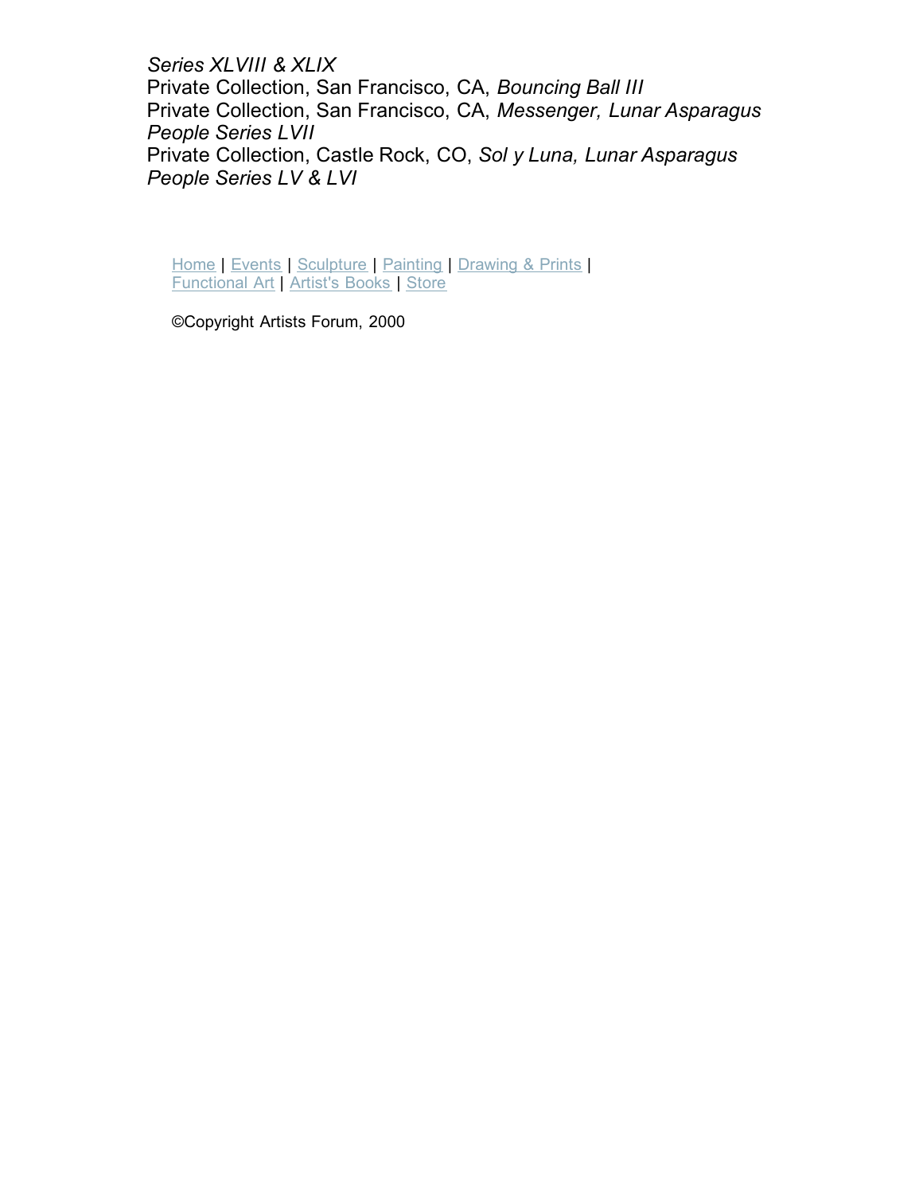*Series XLVIII & XLIX*
Private Collection, San Francisco, CA, *Bouncing Ball III*
Private Collection, San Francisco, CA, *Messenger, Lunar Asparagus People Series LVII*
Private Collection, Castle Rock, CO, *Sol y Luna, Lunar Asparagus People Series LV & LVI*

Home | Events | Sculpture | Painting | Drawing & Prints | Functional Art | Artist's Books | Store

©Copyright Artists Forum, 2000